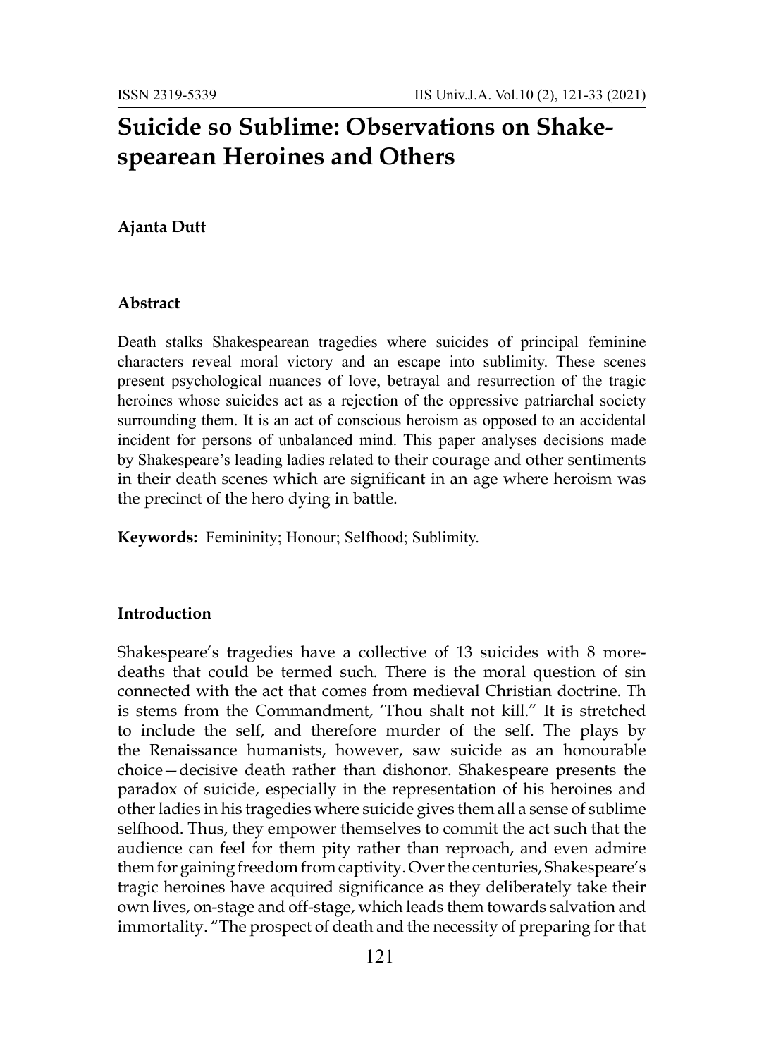# Suicide so Sublime: Observations on Shakespearean Heroines and Others

**Ajanta Dutt**

### Abstract

Death stalks Shakespearean tragedies where suicides of principal feminine characters reveal moral victory and an escape into sublimity. These scenes present psychological nuances of love, betrayal and resurrection of the tragic heroines whose suicides act as a rejection of the oppressive patriarchal society surrounding them. It is an act of conscious heroism as opposed to an accidental incident for persons of unbalanced mind. This paper analyses decisions made by Shakespeare's leading ladies related to their courage and other sentiments in their death scenes which are significant in an age where heroism was the precinct of the hero dying in battle.

**Keywords:** Femininity; Honour; Selfhood; Sublimity.

### Introduction

Shakespeare's tragedies have a collective of 13 suicides with 8 more-deaths that could be termed such. There is the moral question of sin connected with the act that comes from medieval Christian doctrine. Th is stems from the Commandment, 'Thou shalt not kill." It is stretched to include the self, and therefore murder of the self. The plays by the Renaissance humanists, however, saw suicide as an honourable choice—decisive death rather than dishonor. Shakespeare presents the paradox of suicide, especially in the representation of his heroines and other ladies in his tragedies where suicide gives them all a sense of sublime selfhood. Thus, they empower themselves to commit the act such that the audience can feel for them pity rather than reproach, and even admire them for gaining freedom from captivity. Over the centuries, Shakespeare's tragic heroines have acquired significance as they deliberately take their own lives, on-stage and off-stage, which leads them towards salvation and immortality. "The prospect of death and the necessity of preparing for that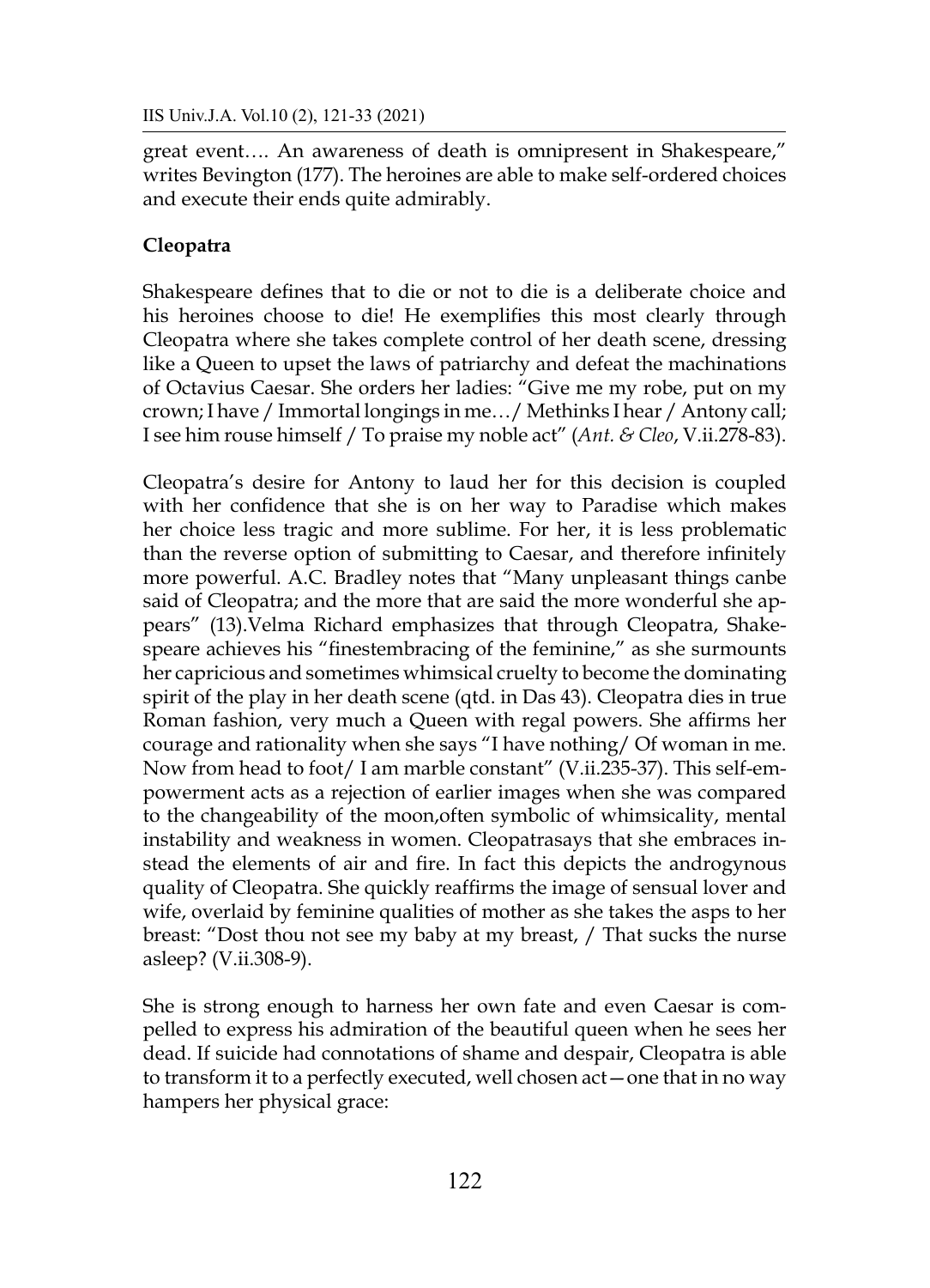great event…. An awareness of death is omnipresent in Shakespeare," writes Bevington (177). The heroines are able to make self-ordered choices and execute their ends quite admirably.

**Cleopatra**

Shakespeare defines that to die or not to die is a deliberate choice and his heroines choose to die! He exemplifies this most clearly through Cleopatra where she takes complete control of her death scene, dressing like a Queen to upset the laws of patriarchy and defeat the machinations of Octavius Caesar. She orders her ladies: "Give me my robe, put on my crown; I have / Immortal longings in me… / Methinks I hear / Antony call; I see him rouse himself / To praise my noble act" (*Ant. & Cleo*, V.ii.278-83).

Cleopatra's desire for Antony to laud her for this decision is coupled with her confidence that she is on her way to Paradise which makes her choice less tragic and more sublime. For her, it is less problematic than the reverse option of submitting to Caesar, and therefore infinitely more powerful. A.C. Bradley notes that "Many unpleasant things canbe said of Cleopatra; and the more that are said the more wonderful she appears" (13).Velma Richard emphasizes that through Cleopatra, Shakespeare achieves his "finestembracing of the feminine," as she surmounts her capricious and sometimes whimsical cruelty to become the dominating spirit of the play in her death scene (qtd. in Das 43). Cleopatra dies in true Roman fashion, very much a Queen with regal powers. She affirms her courage and rationality when she says "I have nothing/ Of woman in me. Now from head to foot/ I am marble constant" (V.ii.235-37). This self-empowerment acts as a rejection of earlier images when she was compared to the changeability of the moon,often symbolic of whimsicality, mental instability and weakness in women. Cleopatrasays that she embraces instead the elements of air and fire. In fact this depicts the androgynous quality of Cleopatra. She quickly reaffirms the image of sensual lover and wife, overlaid by feminine qualities of mother as she takes the asps to her breast: "Dost thou not see my baby at my breast, / That sucks the nurse asleep? (V.ii.308-9).

She is strong enough to harness her own fate and even Caesar is compelled to express his admiration of the beautiful queen when he sees her dead. If suicide had connotations of shame and despair, Cleopatra is able to transform it to a perfectly executed, well chosen act—one that in no way hampers her physical grace: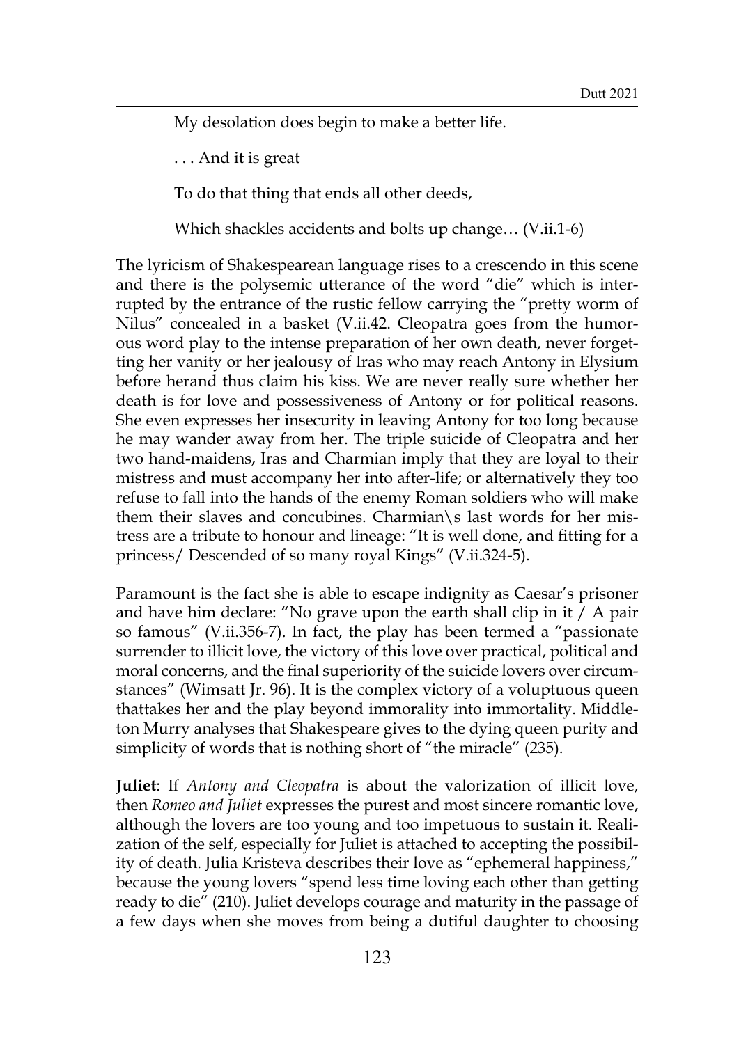My desolation does begin to make a better life.

. . . And it is great

To do that thing that ends all other deeds,

Which shackles accidents and bolts up change… (V.ii.1-6)

The lyricism of Shakespearean language rises to a crescendo in this scene and there is the polysemic utterance of the word "die" which is interrupted by the entrance of the rustic fellow carrying the "pretty worm of Nilus" concealed in a basket (V.ii.42. Cleopatra goes from the humorous word play to the intense preparation of her own death, never forgetting her vanity or her jealousy of Iras who may reach Antony in Elysium before herand thus claim his kiss. We are never really sure whether her death is for love and possessiveness of Antony or for political reasons. She even expresses her insecurity in leaving Antony for too long because he may wander away from her. The triple suicide of Cleopatra and her two hand-maidens, Iras and Charmian imply that they are loyal to their mistress and must accompany her into after-life; or alternatively they too refuse to fall into the hands of the enemy Roman soldiers who will make them their slaves and concubines. Charmian\s last words for her mistress are a tribute to honour and lineage: "It is well done, and fitting for a princess/ Descended of so many royal Kings" (V.ii.324-5).

Paramount is the fact she is able to escape indignity as Caesar's prisoner and have him declare: "No grave upon the earth shall clip in it / A pair so famous" (V.ii.356-7). In fact, the play has been termed a "passionate surrender to illicit love, the victory of this love over practical, political and moral concerns, and the final superiority of the suicide lovers over circumstances" (Wimsatt Jr. 96). It is the complex victory of a voluptuous queen thattakes her and the play beyond immorality into immortality. Middleton Murry analyses that Shakespeare gives to the dying queen purity and simplicity of words that is nothing short of "the miracle" (235).

**Juliet**: If *Antony and Cleopatra* is about the valorization of illicit love, then *Romeo and Juliet* expresses the purest and most sincere romantic love, although the lovers are too young and too impetuous to sustain it. Realization of the self, especially for Juliet is attached to accepting the possibility of death. Julia Kristeva describes their love as "ephemeral happiness," because the young lovers "spend less time loving each other than getting ready to die" (210). Juliet develops courage and maturity in the passage of a few days when she moves from being a dutiful daughter to choosing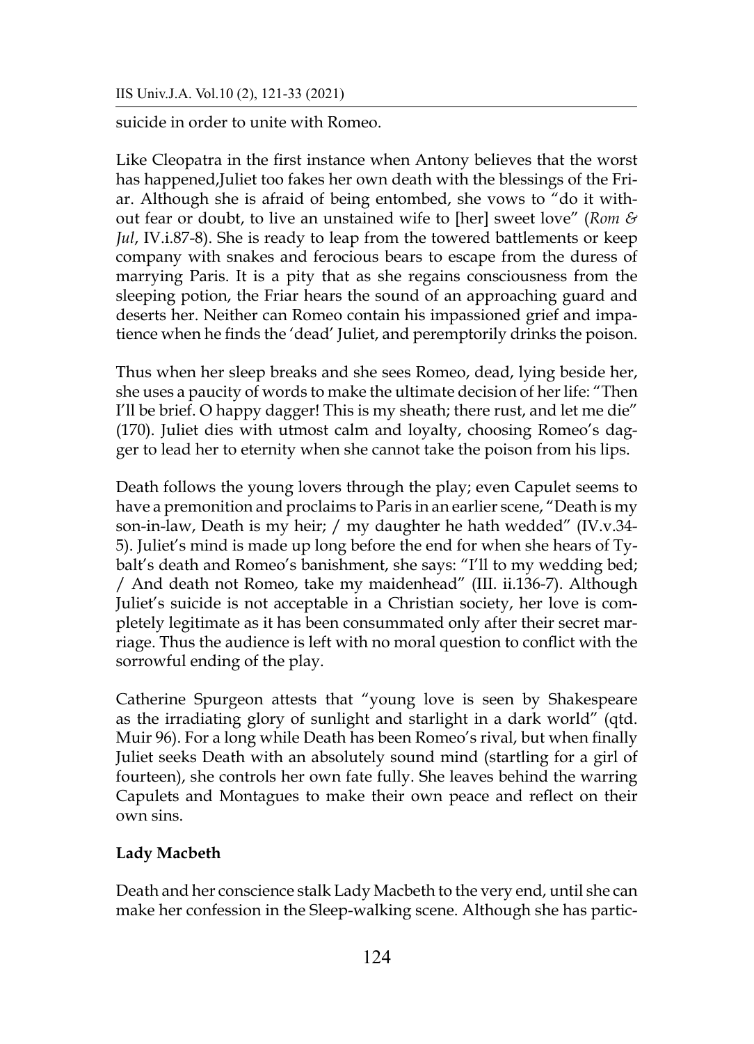suicide in order to unite with Romeo.

Like Cleopatra in the first instance when Antony believes that the worst has happened,Juliet too fakes her own death with the blessings of the Friar. Although she is afraid of being entombed, she vows to "do it without fear or doubt, to live an unstained wife to [her] sweet love" (*Rom & Jul*, IV.i.87-8). She is ready to leap from the towered battlements or keep company with snakes and ferocious bears to escape from the duress of marrying Paris. It is a pity that as she regains consciousness from the sleeping potion, the Friar hears the sound of an approaching guard and deserts her. Neither can Romeo contain his impassioned grief and impatience when he finds the 'dead' Juliet, and peremptorily drinks the poison.

Thus when her sleep breaks and she sees Romeo, dead, lying beside her, she uses a paucity of words to make the ultimate decision of her life: "Then I'll be brief. O happy dagger! This is my sheath; there rust, and let me die" (170). Juliet dies with utmost calm and loyalty, choosing Romeo's dagger to lead her to eternity when she cannot take the poison from his lips.

Death follows the young lovers through the play; even Capulet seems to have a premonition and proclaims to Paris in an earlier scene, "Death is my son-in-law, Death is my heir; / my daughter he hath wedded" (IV.v.34-5). Juliet's mind is made up long before the end for when she hears of Tybalt's death and Romeo's banishment, she says: "I'll to my wedding bed; / And death not Romeo, take my maidenhead" (III. ii.136-7). Although Juliet's suicide is not acceptable in a Christian society, her love is completely legitimate as it has been consummated only after their secret marriage. Thus the audience is left with no moral question to conflict with the sorrowful ending of the play.

Catherine Spurgeon attests that "young love is seen by Shakespeare as the irradiating glory of sunlight and starlight in a dark world" (qtd. Muir 96). For a long while Death has been Romeo's rival, but when finally Juliet seeks Death with an absolutely sound mind (startling for a girl of fourteen), she controls her own fate fully. She leaves behind the warring Capulets and Montagues to make their own peace and reflect on their own sins.

**Lady Macbeth**

Death and her conscience stalk Lady Macbeth to the very end, until she can make her confession in the Sleep-walking scene. Although she has partic-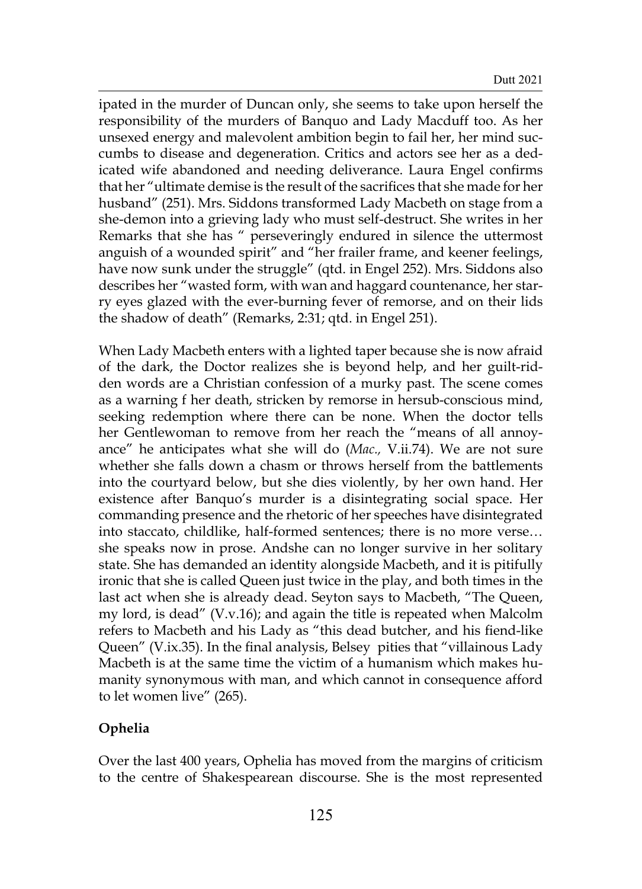ipated in the murder of Duncan only, she seems to take upon herself the responsibility of the murders of Banquo and Lady Macduff too. As her unsexed energy and malevolent ambition begin to fail her, her mind succumbs to disease and degeneration. Critics and actors see her as a dedicated wife abandoned and needing deliverance. Laura Engel confirms that her "ultimate demise is the result of the sacrifices that she made for her husband" (251). Mrs. Siddons transformed Lady Macbeth on stage from a she-demon into a grieving lady who must self-destruct. She writes in her Remarks that she has " perseveringly endured in silence the uttermost anguish of a wounded spirit" and "her frailer frame, and keener feelings, have now sunk under the struggle" (qtd. in Engel 252). Mrs. Siddons also describes her "wasted form, with wan and haggard countenance, her starry eyes glazed with the ever-burning fever of remorse, and on their lids the shadow of death" (Remarks, 2:31; qtd. in Engel 251).

When Lady Macbeth enters with a lighted taper because she is now afraid of the dark, the Doctor realizes she is beyond help, and her guilt-ridden words are a Christian confession of a murky past. The scene comes as a warning f her death, stricken by remorse in hersub-conscious mind, seeking redemption where there can be none. When the doctor tells her Gentlewoman to remove from her reach the "means of all annoyance" he anticipates what she will do (*Mac.,* V.ii.74). We are not sure whether she falls down a chasm or throws herself from the battlements into the courtyard below, but she dies violently, by her own hand. Her existence after Banquo's murder is a disintegrating social space. Her commanding presence and the rhetoric of her speeches have disintegrated into staccato, childlike, half-formed sentences; there is no more verse… she speaks now in prose. Andshe can no longer survive in her solitary state. She has demanded an identity alongside Macbeth, and it is pitifully ironic that she is called Queen just twice in the play, and both times in the last act when she is already dead. Seyton says to Macbeth, "The Queen, my lord, is dead" (V.v.16); and again the title is repeated when Malcolm refers to Macbeth and his Lady as "this dead butcher, and his fiend-like Queen" (V.ix.35). In the final analysis, Belsey pities that "villainous Lady Macbeth is at the same time the victim of a humanism which makes humanity synonymous with man, and which cannot in consequence afford to let women live" (265).

**Ophelia**

Over the last 400 years, Ophelia has moved from the margins of criticism to the centre of Shakespearean discourse. She is the most represented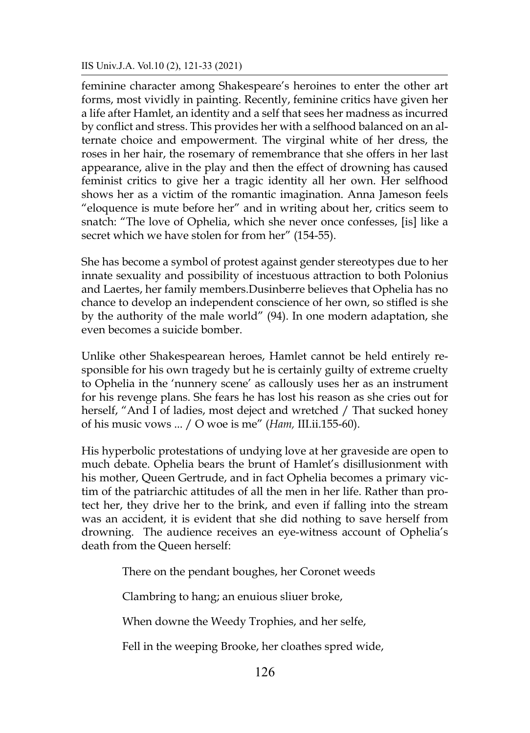feminine character among Shakespeare's heroines to enter the other art forms, most vividly in painting. Recently, feminine critics have given her a life after Hamlet, an identity and a self that sees her madness as incurred by conflict and stress. This provides her with a selfhood balanced on an alternate choice and empowerment. The virginal white of her dress, the roses in her hair, the rosemary of remembrance that she offers in her last appearance, alive in the play and then the effect of drowning has caused feminist critics to give her a tragic identity all her own. Her selfhood shows her as a victim of the romantic imagination. Anna Jameson feels "eloquence is mute before her" and in writing about her, critics seem to snatch: "The love of Ophelia, which she never once confesses, [is] like a secret which we have stolen for from her" (154-55).

She has become a symbol of protest against gender stereotypes due to her innate sexuality and possibility of incestuous attraction to both Polonius and Laertes, her family members.Dusinberre believes that Ophelia has no chance to develop an independent conscience of her own, so stifled is she by the authority of the male world" (94). In one modern adaptation, she even becomes a suicide bomber.

Unlike other Shakespearean heroes, Hamlet cannot be held entirely responsible for his own tragedy but he is certainly guilty of extreme cruelty to Ophelia in the 'nunnery scene' as callously uses her as an instrument for his revenge plans. She fears he has lost his reason as she cries out for herself, "And I of ladies, most deject and wretched / That sucked honey of his music vows ... / O woe is me" (*Ham,* III.ii.155-60).

His hyperbolic protestations of undying love at her graveside are open to much debate. Ophelia bears the brunt of Hamlet's disillusionment with his mother, Queen Gertrude, and in fact Ophelia becomes a primary victim of the patriarchic attitudes of all the men in her life. Rather than protect her, they drive her to the brink, and even if falling into the stream was an accident, it is evident that she did nothing to save herself from drowning. The audience receives an eye-witness account of Ophelia's death from the Queen herself:

> There on the pendant boughes, her Coronet weeds
>
> Clambring to hang; an enuious sliuer broke,
>
> When downe the Weedy Trophies, and her selfe,
>
> Fell in the weeping Brooke, her cloathes spred wide,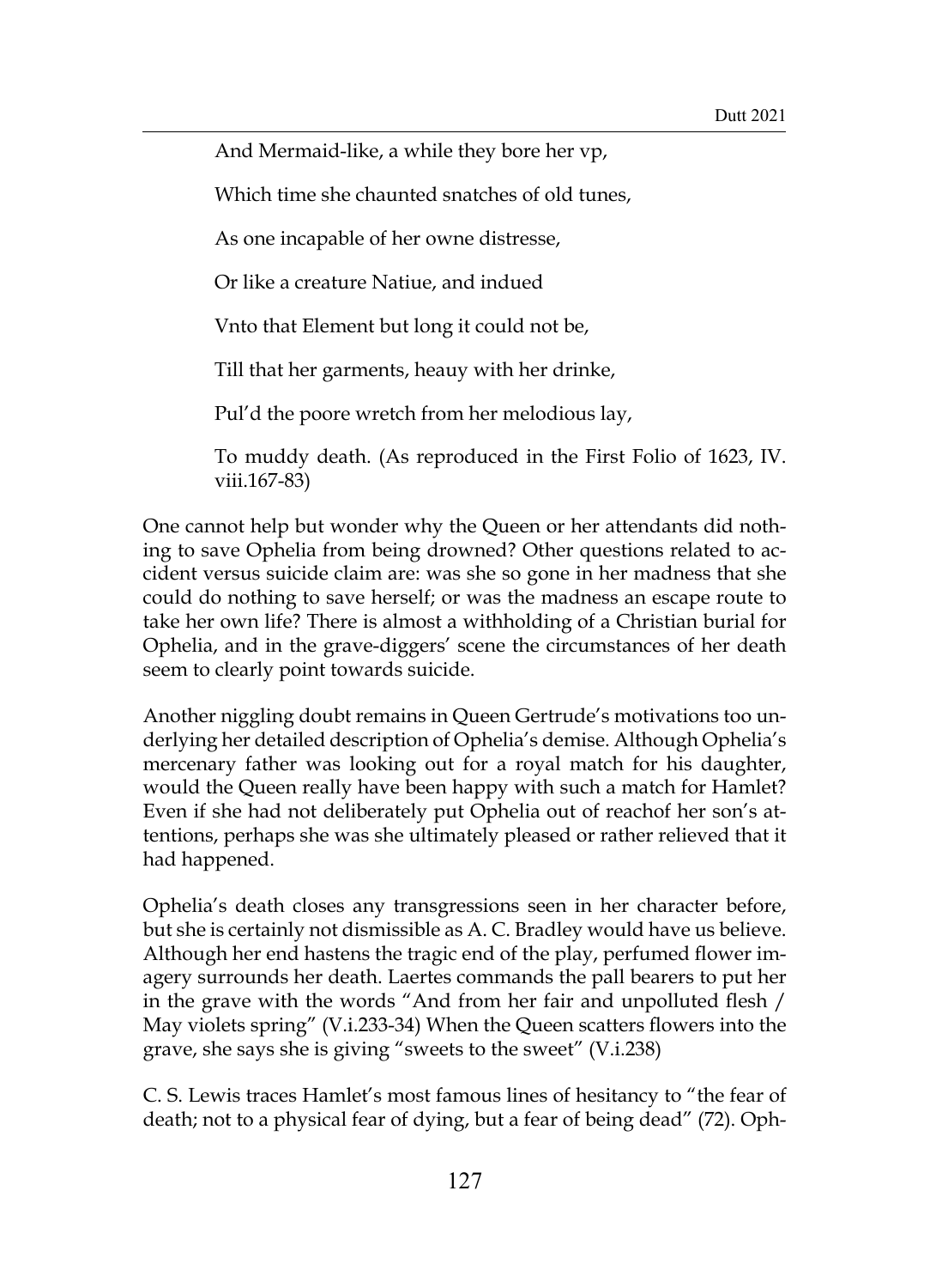> And Mermaid-like, a while they bore her vp,
>
> Which time she chaunted snatches of old tunes,
>
> As one incapable of her owne distresse,
>
> Or like a creature Natiue, and indued
>
> Vnto that Element but long it could not be,
>
> Till that her garments, heauy with her drinke,
>
> Pul'd the poore wretch from her melodious lay,
>
> To muddy death. (As reproduced in the First Folio of 1623, IV. viii.167-83)

One cannot help but wonder why the Queen or her attendants did nothing to save Ophelia from being drowned? Other questions related to accident versus suicide claim are: was she so gone in her madness that she could do nothing to save herself; or was the madness an escape route to take her own life? There is almost a withholding of a Christian burial for Ophelia, and in the grave-diggers' scene the circumstances of her death seem to clearly point towards suicide.

Another niggling doubt remains in Queen Gertrude's motivations too underlying her detailed description of Ophelia's demise. Although Ophelia's mercenary father was looking out for a royal match for his daughter, would the Queen really have been happy with such a match for Hamlet? Even if she had not deliberately put Ophelia out of reachof her son's attentions, perhaps she was she ultimately pleased or rather relieved that it had happened.

Ophelia's death closes any transgressions seen in her character before, but she is certainly not dismissible as A. C. Bradley would have us believe. Although her end hastens the tragic end of the play, perfumed flower imagery surrounds her death. Laertes commands the pall bearers to put her in the grave with the words "And from her fair and unpolluted flesh / May violets spring" (V.i.233-34) When the Queen scatters flowers into the grave, she says she is giving "sweets to the sweet" (V.i.238)

C. S. Lewis traces Hamlet's most famous lines of hesitancy to "the fear of death; not to a physical fear of dying, but a fear of being dead" (72). Oph-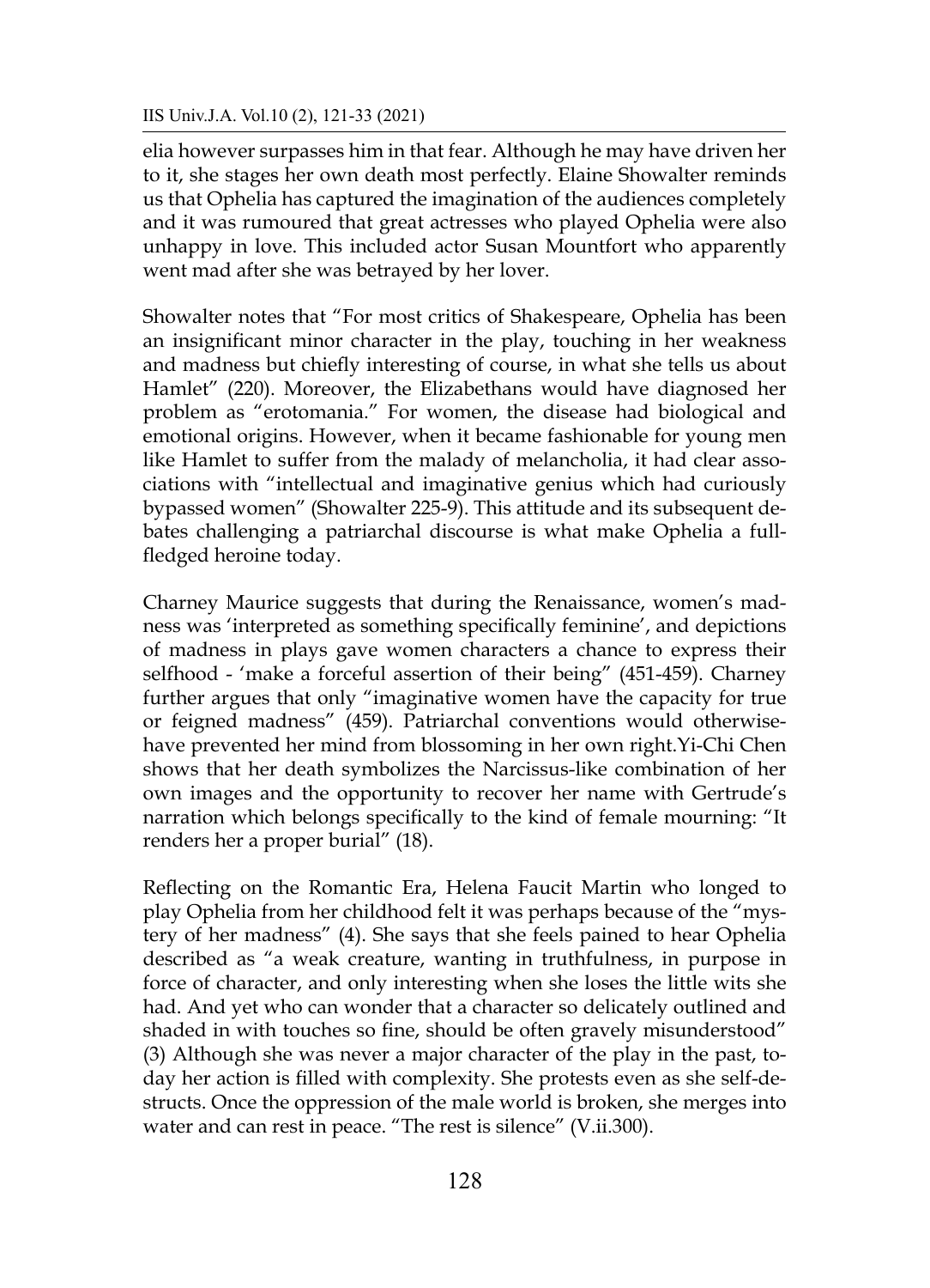elia however surpasses him in that fear. Although he may have driven her to it, she stages her own death most perfectly. Elaine Showalter reminds us that Ophelia has captured the imagination of the audiences completely and it was rumoured that great actresses who played Ophelia were also unhappy in love. This included actor Susan Mountfort who apparently went mad after she was betrayed by her lover.

Showalter notes that "For most critics of Shakespeare, Ophelia has been an insignificant minor character in the play, touching in her weakness and madness but chiefly interesting of course, in what she tells us about Hamlet" (220). Moreover, the Elizabethans would have diagnosed her problem as "erotomania." For women, the disease had biological and emotional origins. However, when it became fashionable for young men like Hamlet to suffer from the malady of melancholia, it had clear associations with "intellectual and imaginative genius which had curiously bypassed women" (Showalter 225-9). This attitude and its subsequent debates challenging a patriarchal discourse is what make Ophelia a full-fledged heroine today.

Charney Maurice suggests that during the Renaissance, women's madness was 'interpreted as something specifically feminine', and depictions of madness in plays gave women characters a chance to express their selfhood - 'make a forceful assertion of their being" (451-459). Charney further argues that only "imaginative women have the capacity for true or feigned madness" (459). Patriarchal conventions would otherwisehave prevented her mind from blossoming in her own right.Yi-Chi Chen shows that her death symbolizes the Narcissus-like combination of her own images and the opportunity to recover her name with Gertrude's narration which belongs specifically to the kind of female mourning: "It renders her a proper burial" (18).

Reflecting on the Romantic Era, Helena Faucit Martin who longed to play Ophelia from her childhood felt it was perhaps because of the "mystery of her madness" (4). She says that she feels pained to hear Ophelia described as "a weak creature, wanting in truthfulness, in purpose in force of character, and only interesting when she loses the little wits she had. And yet who can wonder that a character so delicately outlined and shaded in with touches so fine, should be often gravely misunderstood" (3) Although she was never a major character of the play in the past, today her action is filled with complexity. She protests even as she self-destructs. Once the oppression of the male world is broken, she merges into water and can rest in peace. "The rest is silence" (V.ii.300).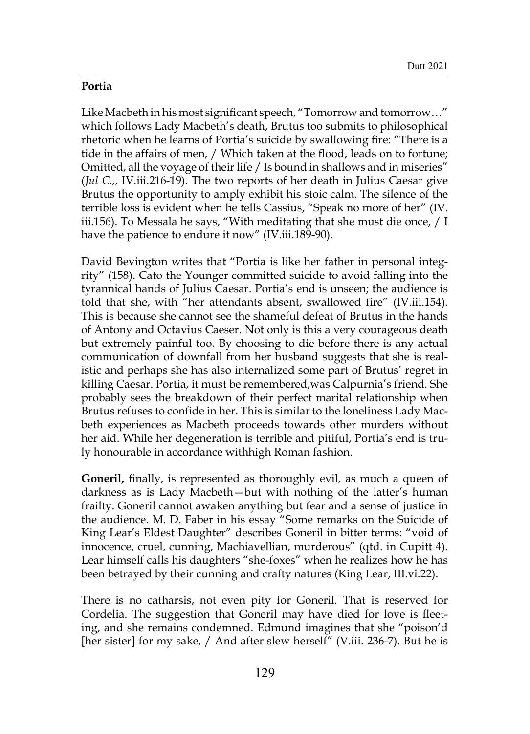**Portia**

Like Macbeth in his most significant speech, "Tomorrow and tomorrow…" which follows Lady Macbeth's death, Brutus too submits to philosophical rhetoric when he learns of Portia's suicide by swallowing fire: "There is a tide in the affairs of men, / Which taken at the flood, leads on to fortune; Omitted, all the voyage of their life / Is bound in shallows and in miseries" (*Jul C.,*, IV.iii.216-19). The two reports of her death in Julius Caesar give Brutus the opportunity to amply exhibit his stoic calm. The silence of the terrible loss is evident when he tells Cassius, "Speak no more of her" (IV. iii.156). To Messala he says, "With meditating that she must die once, / I have the patience to endure it now" (IV.iii.189-90).

David Bevington writes that "Portia is like her father in personal integrity" (158). Cato the Younger committed suicide to avoid falling into the tyrannical hands of Julius Caesar. Portia's end is unseen; the audience is told that she, with "her attendants absent, swallowed fire" (IV.iii.154). This is because she cannot see the shameful defeat of Brutus in the hands of Antony and Octavius Caeser. Not only is this a very courageous death but extremely painful too. By choosing to die before there is any actual communication of downfall from her husband suggests that she is realistic and perhaps she has also internalized some part of Brutus' regret in killing Caesar. Portia, it must be remembered,was Calpurnia's friend. She probably sees the breakdown of their perfect marital relationship when Brutus refuses to confide in her. This is similar to the loneliness Lady Macbeth experiences as Macbeth proceeds towards other murders without her aid. While her degeneration is terrible and pitiful, Portia's end is truly honourable in accordance withhigh Roman fashion.

**Goneril,** finally, is represented as thoroughly evil, as much a queen of darkness as is Lady Macbeth—but with nothing of the latter's human frailty. Goneril cannot awaken anything but fear and a sense of justice in the audience. M. D. Faber in his essay "Some remarks on the Suicide of King Lear's Eldest Daughter" describes Goneril in bitter terms: "void of innocence, cruel, cunning, Machiavellian, murderous" (qtd. in Cupitt 4). Lear himself calls his daughters "she-foxes" when he realizes how he has been betrayed by their cunning and crafty natures (King Lear, III.vi.22).

There is no catharsis, not even pity for Goneril. That is reserved for Cordelia. The suggestion that Goneril may have died for love is fleeting, and she remains condemned. Edmund imagines that she "poison'd [her sister] for my sake, / And after slew herself" (V.iii. 236-7). But he is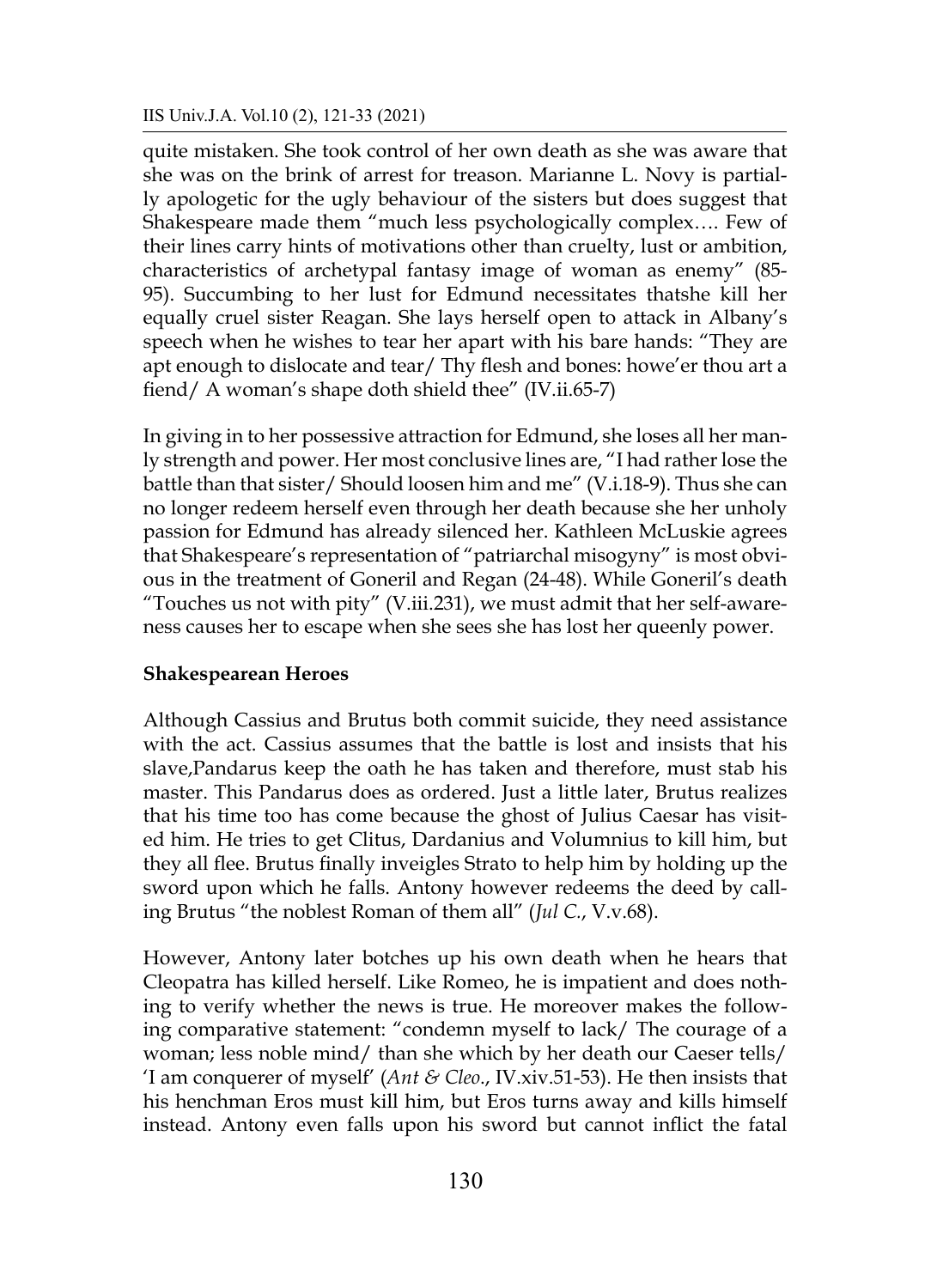quite mistaken. She took control of her own death as she was aware that she was on the brink of arrest for treason. Marianne L. Novy is partially apologetic for the ugly behaviour of the sisters but does suggest that Shakespeare made them "much less psychologically complex…. Few of their lines carry hints of motivations other than cruelty, lust or ambition, characteristics of archetypal fantasy image of woman as enemy" (85-95). Succumbing to her lust for Edmund necessitates thatshe kill her equally cruel sister Reagan. She lays herself open to attack in Albany's speech when he wishes to tear her apart with his bare hands: "They are apt enough to dislocate and tear/ Thy flesh and bones: howe'er thou art a fiend/ A woman's shape doth shield thee" (IV.ii.65-7)

In giving in to her possessive attraction for Edmund, she loses all her manly strength and power. Her most conclusive lines are, "I had rather lose the battle than that sister/ Should loosen him and me" (V.i.18-9). Thus she can no longer redeem herself even through her death because she her unholy passion for Edmund has already silenced her. Kathleen McLuskie agrees that Shakespeare's representation of "patriarchal misogyny" is most obvious in the treatment of Goneril and Regan (24-48). While Goneril's death "Touches us not with pity" (V.iii.231), we must admit that her self-awareness causes her to escape when she sees she has lost her queenly power.

**Shakespearean Heroes**

Although Cassius and Brutus both commit suicide, they need assistance with the act. Cassius assumes that the battle is lost and insists that his slave,Pandarus keep the oath he has taken and therefore, must stab his master. This Pandarus does as ordered. Just a little later, Brutus realizes that his time too has come because the ghost of Julius Caesar has visited him. He tries to get Clitus, Dardanius and Volumnius to kill him, but they all flee. Brutus finally inveigles Strato to help him by holding up the sword upon which he falls. Antony however redeems the deed by calling Brutus "the noblest Roman of them all" (*Jul C.*, V.v.68).

However, Antony later botches up his own death when he hears that Cleopatra has killed herself. Like Romeo, he is impatient and does nothing to verify whether the news is true. He moreover makes the following comparative statement: "condemn myself to lack/ The courage of a woman; less noble mind/ than she which by her death our Caeser tells/ 'I am conquerer of myself' (*Ant & Cleo.*, IV.xiv.51-53). He then insists that his henchman Eros must kill him, but Eros turns away and kills himself instead. Antony even falls upon his sword but cannot inflict the fatal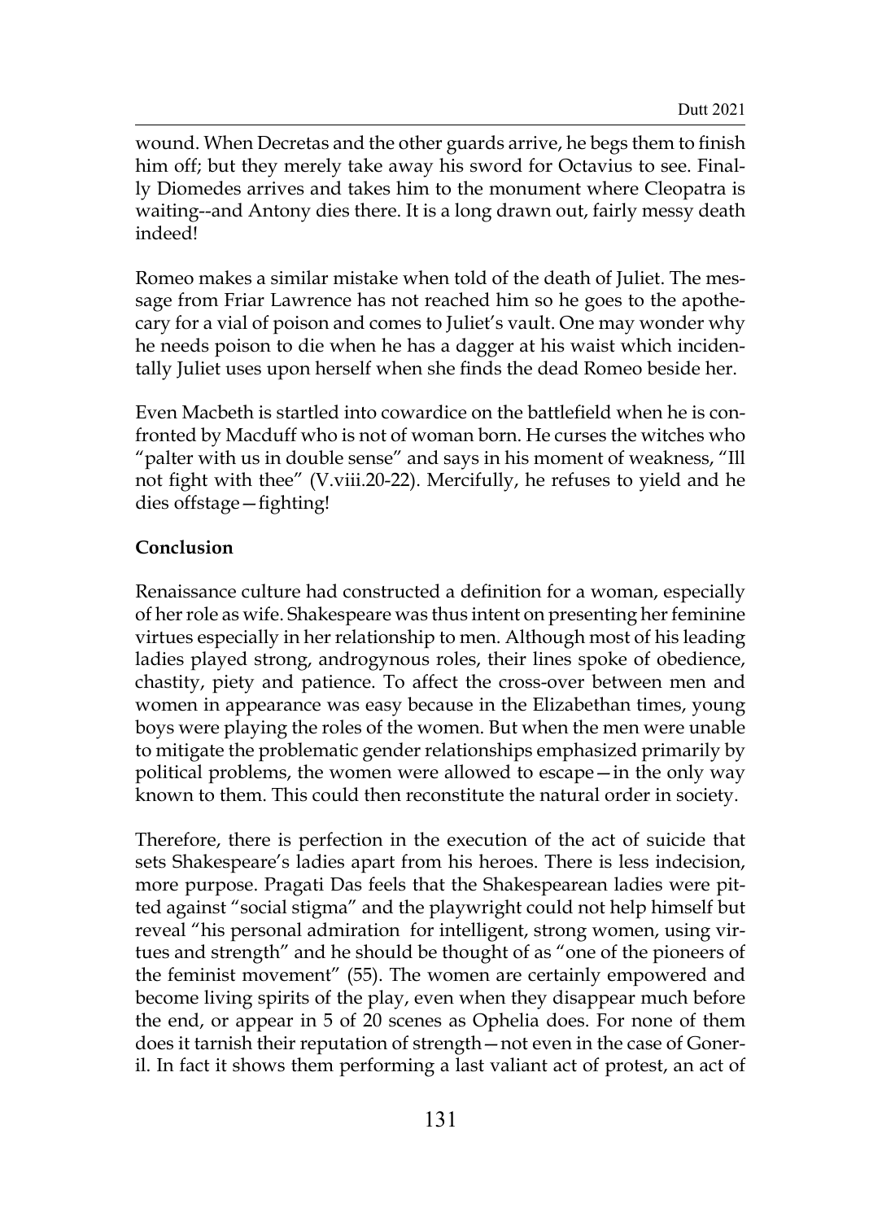wound. When Decretas and the other guards arrive, he begs them to finish him off; but they merely take away his sword for Octavius to see. Finally Diomedes arrives and takes him to the monument where Cleopatra is waiting--and Antony dies there. It is a long drawn out, fairly messy death indeed!

Romeo makes a similar mistake when told of the death of Juliet. The message from Friar Lawrence has not reached him so he goes to the apothecary for a vial of poison and comes to Juliet's vault. One may wonder why he needs poison to die when he has a dagger at his waist which incidentally Juliet uses upon herself when she finds the dead Romeo beside her.

Even Macbeth is startled into cowardice on the battlefield when he is confronted by Macduff who is not of woman born. He curses the witches who "palter with us in double sense" and says in his moment of weakness, "Ill not fight with thee" (V.viii.20-22). Mercifully, he refuses to yield and he dies offstage—fighting!

**Conclusion**

Renaissance culture had constructed a definition for a woman, especially of her role as wife. Shakespeare was thus intent on presenting her feminine virtues especially in her relationship to men. Although most of his leading ladies played strong, androgynous roles, their lines spoke of obedience, chastity, piety and patience. To affect the cross-over between men and women in appearance was easy because in the Elizabethan times, young boys were playing the roles of the women. But when the men were unable to mitigate the problematic gender relationships emphasized primarily by political problems, the women were allowed to escape—in the only way known to them. This could then reconstitute the natural order in society.

Therefore, there is perfection in the execution of the act of suicide that sets Shakespeare's ladies apart from his heroes. There is less indecision, more purpose. Pragati Das feels that the Shakespearean ladies were pitted against "social stigma" and the playwright could not help himself but reveal "his personal admiration for intelligent, strong women, using virtues and strength" and he should be thought of as "one of the pioneers of the feminist movement" (55). The women are certainly empowered and become living spirits of the play, even when they disappear much before the end, or appear in 5 of 20 scenes as Ophelia does. For none of them does it tarnish their reputation of strength—not even in the case of Goneril. In fact it shows them performing a last valiant act of protest, an act of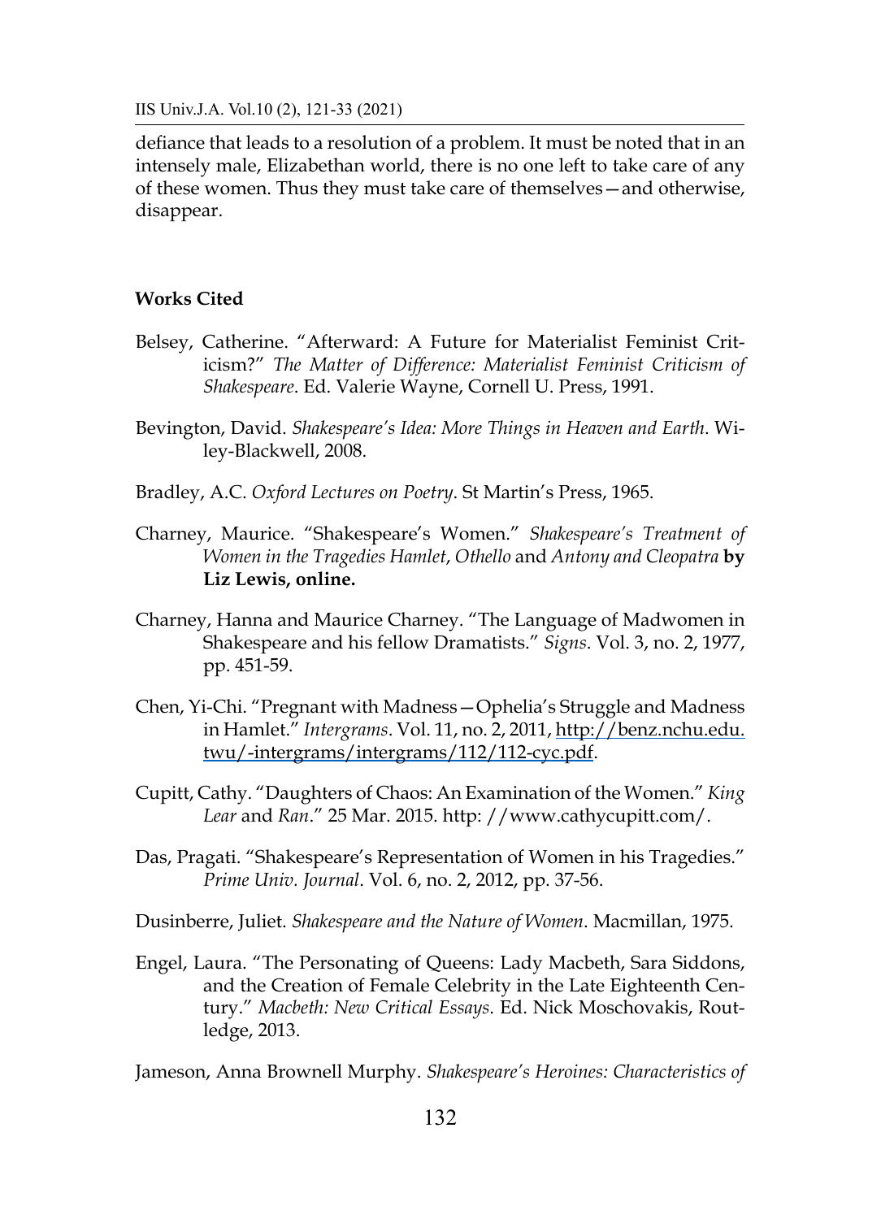defiance that leads to a resolution of a problem. It must be noted that in an intensely male, Elizabethan world, there is no one left to take care of any of these women. Thus they must take care of themselves—and otherwise, disappear.

**Works Cited**

Belsey, Catherine. "Afterward: A Future for Materialist Feminist Criticism?" *The Matter of Difference: Materialist Feminist Criticism of Shakespeare*. Ed. Valerie Wayne, Cornell U. Press, 1991.

Bevington, David. *Shakespeare's Idea: More Things in Heaven and Earth*. Wiley-Blackwell, 2008.

Bradley, A.C. *Oxford Lectures on Poetry*. St Martin's Press, 1965.

Charney, Maurice. "Shakespeare's Women." *Shakespeare's Treatment of Women in the Tragedies Hamlet*, *Othello* and *Antony and Cleopatra* **by Liz Lewis, online.**

Charney, Hanna and Maurice Charney. "The Language of Madwomen in Shakespeare and his fellow Dramatists." *Signs*. Vol. 3, no. 2, 1977, pp. 451-59.

Chen, Yi-Chi. "Pregnant with Madness—Ophelia's Struggle and Madness in Hamlet." *Intergrams*. Vol. 11, no. 2, 2011, http://benz.nchu.edu.twu/-intergrams/intergrams/112/112-cyc.pdf.

Cupitt, Cathy. "Daughters of Chaos: An Examination of the Women." *King Lear* and *Ran*." 25 Mar. 2015. http: //www.cathycupitt.com/.

Das, Pragati. "Shakespeare's Representation of Women in his Tragedies." *Prime Univ. Journal*. Vol. 6, no. 2, 2012, pp. 37-56.

Dusinberre, Juliet. *Shakespeare and the Nature of Women*. Macmillan, 1975.

Engel, Laura. "The Personating of Queens: Lady Macbeth, Sara Siddons, and the Creation of Female Celebrity in the Late Eighteenth Century." *Macbeth: New Critical Essays*. Ed. Nick Moschovakis, Routledge, 2013.

Jameson, Anna Brownell Murphy. *Shakespeare's Heroines: Characteristics of*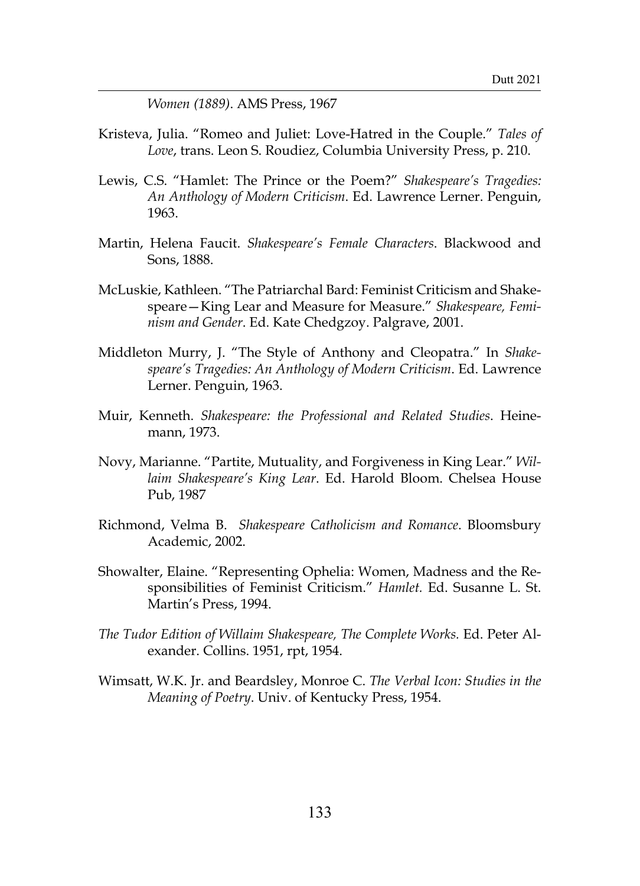*Women (1889)*. AMS Press, 1967

Kristeva, Julia. "Romeo and Juliet: Love-Hatred in the Couple." *Tales of Love*, trans. Leon S. Roudiez, Columbia University Press, p. 210.

Lewis, C.S. "Hamlet: The Prince or the Poem?" *Shakespeare's Tragedies: An Anthology of Modern Criticism*. Ed. Lawrence Lerner. Penguin, 1963.

Martin, Helena Faucit. *Shakespeare's Female Characters*. Blackwood and Sons, 1888.

McLuskie, Kathleen. "The Patriarchal Bard: Feminist Criticism and Shakespeare—King Lear and Measure for Measure." *Shakespeare, Feminism and Gender*. Ed. Kate Chedgzoy. Palgrave, 2001.

Middleton Murry, J. "The Style of Anthony and Cleopatra." In *Shakespeare's Tragedies: An Anthology of Modern Criticism*. Ed. Lawrence Lerner. Penguin, 1963.

Muir, Kenneth. *Shakespeare: the Professional and Related Studies*. Heinemann, 1973.

Novy, Marianne. "Partite, Mutuality, and Forgiveness in King Lear." *Willaim Shakespeare's King Lear*. Ed. Harold Bloom. Chelsea House Pub, 1987

Richmond, Velma B. *Shakespeare Catholicism and Romance*. Bloomsbury Academic, 2002.

Showalter, Elaine. "Representing Ophelia: Women, Madness and the Responsibilities of Feminist Criticism." *Hamlet*. Ed. Susanne L. St. Martin's Press, 1994.

*The Tudor Edition of Willaim Shakespeare, The Complete Works.* Ed. Peter Alexander. Collins. 1951, rpt, 1954.

Wimsatt, W.K. Jr. and Beardsley, Monroe C. *The Verbal Icon: Studies in the Meaning of Poetry*. Univ. of Kentucky Press, 1954.